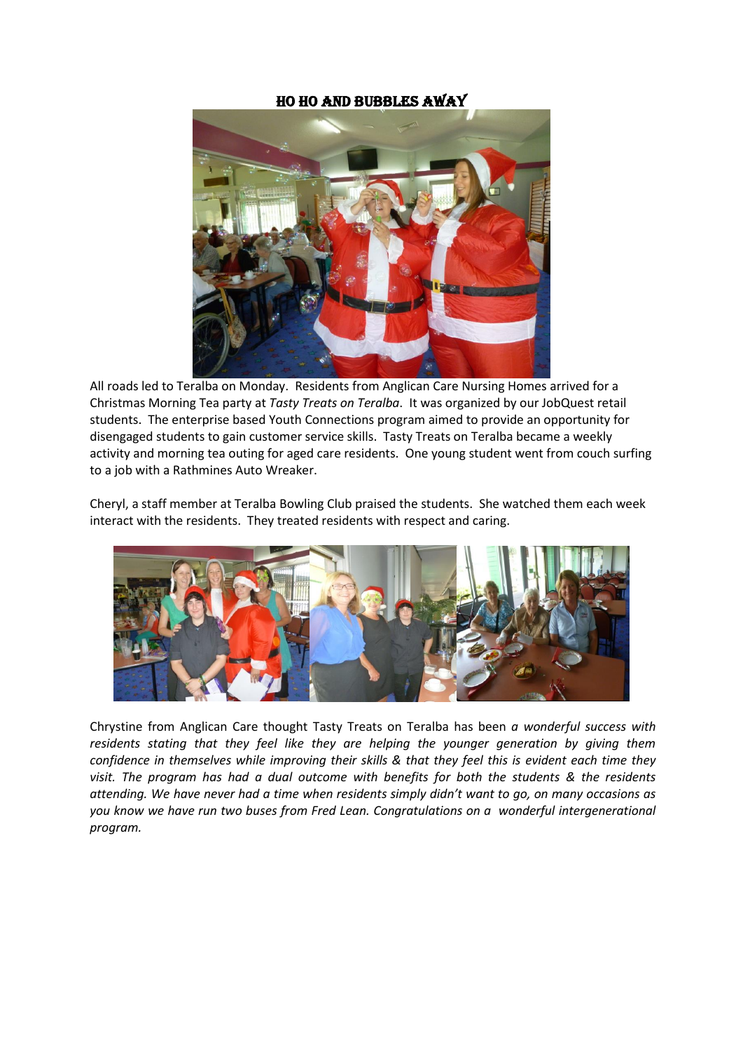# HO HO AND BUBBLES AWAY

All roads led to Teralba on Monday. Residents from Anglican Care Nursing Homes arrived for a Christmas Morning Tea party at *Tasty Treats on Teralba*. It was organized by our JobQuest retail students. The enterprise based Youth Connections program aimed to provide an opportunity for disengaged students to gain customer service skills. Tasty Treats on Teralba became a weekly activity and morning tea outing for aged care residents. One young student went from couch surfing to a job with a Rathmines Auto Wreaker.

Cheryl, a staff member at Teralba Bowling Club praised the students. She watched them each week interact with the residents. They treated residents with respect and caring.

Chrystine from Anglican Care thought Tasty Treats on Teralba has been *a wonderful success with residents stating that they feel like they are helping the younger generation by giving them confidence in themselves while improving their skills & that they feel this is evident each time they visit. The program has had a dual outcome with benefits for both the students & the residents attending. We have never had a time when residents simply didn't want to go, on many occasions as you know we have run two buses from Fred Lean. Congratulations on a wonderful intergenerational program.*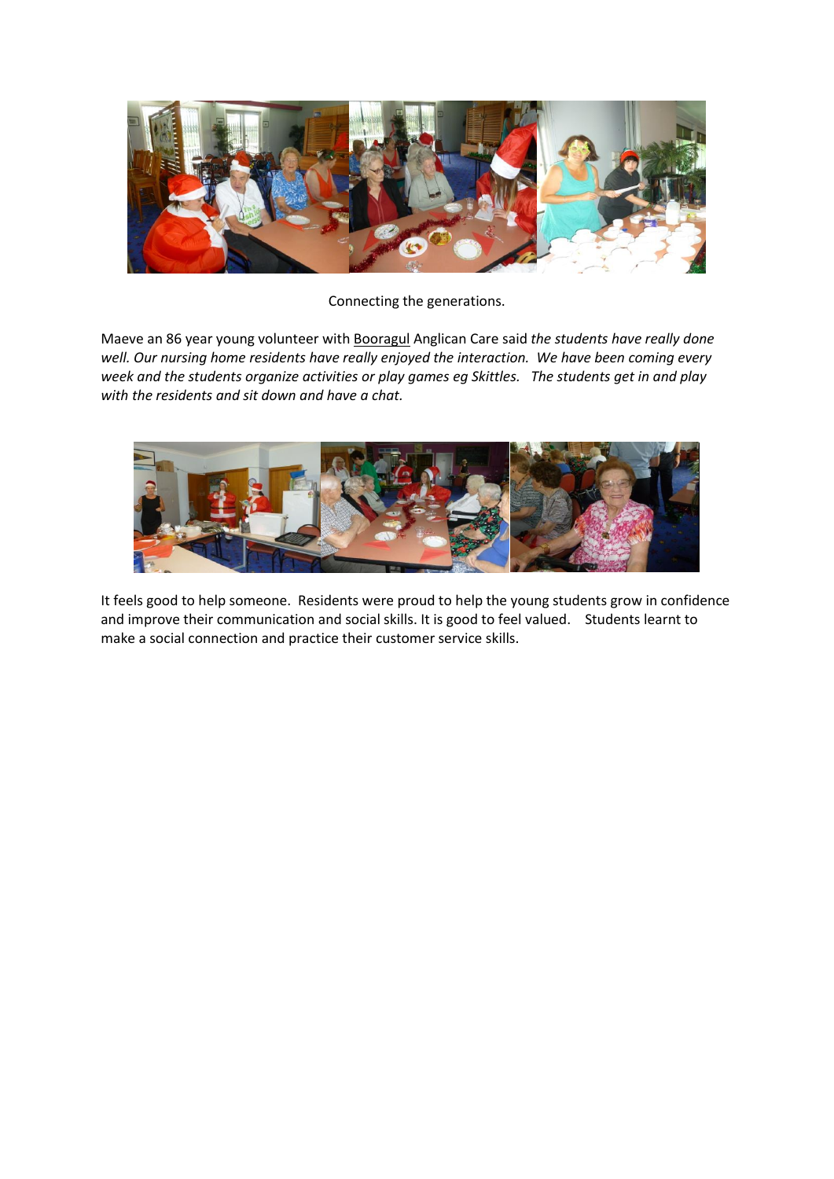Connecting the generations.

Maeve an 86 year young volunteer with Booragul Anglican Care said *the students have really done well. Our nursing home residents have really enjoyed the interaction. We have been coming every week and the students organize activities or play games eg Skittles. The students get in and play with the residents and sit down and have a chat.*

It feels good to help someone. Residents were proud to help the young students grow in confidence and improve their communication and social skills. It is good to feel valued. Students learnt to make a social connection and practice their customer service skills.